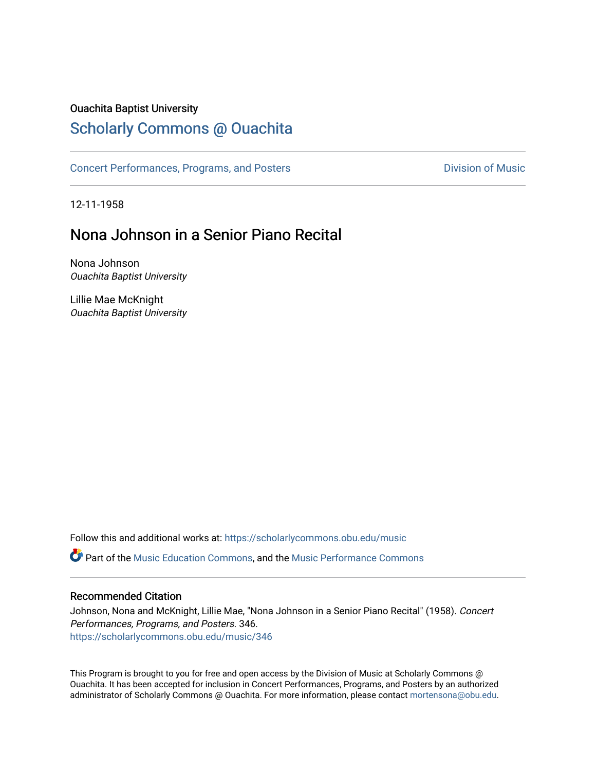Ouachita Baptist University

# Scholarly Commons @ Ouachita

Concert Performances, Programs, and Posters

Division of Music

12-11-1958

## Nona Johnson in a Senior Piano Recital

Nona Johnson
*Ouachita Baptist University*

Lillie Mae McKnight
*Ouachita Baptist University*

Follow this and additional works at: https://scholarlycommons.obu.edu/music

Part of the Music Education Commons, and the Music Performance Commons

### Recommended Citation

Johnson, Nona and McKnight, Lillie Mae, "Nona Johnson in a Senior Piano Recital" (1958). *Concert Performances, Programs, and Posters*. 346.
https://scholarlycommons.obu.edu/music/346

This Program is brought to you for free and open access by the Division of Music at Scholarly Commons @ Ouachita. It has been accepted for inclusion in Concert Performances, Programs, and Posters by an authorized administrator of Scholarly Commons @ Ouachita. For more information, please contact mortensona@obu.edu.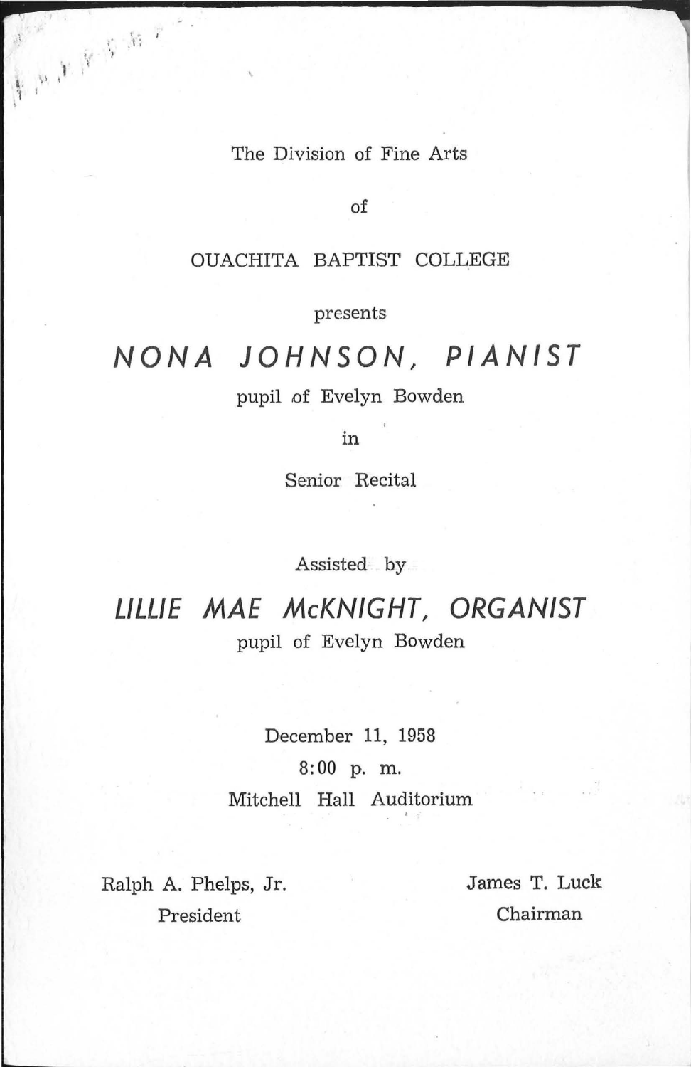The Division of Fine Arts

of

OUACHITA BAPTIST COLLEGE

presents

# *NONA JOHNSON, PIANIST*

pupil of Evelyn Bowden

in

Senior Recital

Assisted by

## *LILLIE MAE McKNIGHT, ORGANIST*

pupil of Evelyn Bowden

December 11, 1958

8:00 p. m.

Mitchell Hall Auditorium

Ralph A. Phelps, Jr.
President

James T. Luck
Chairman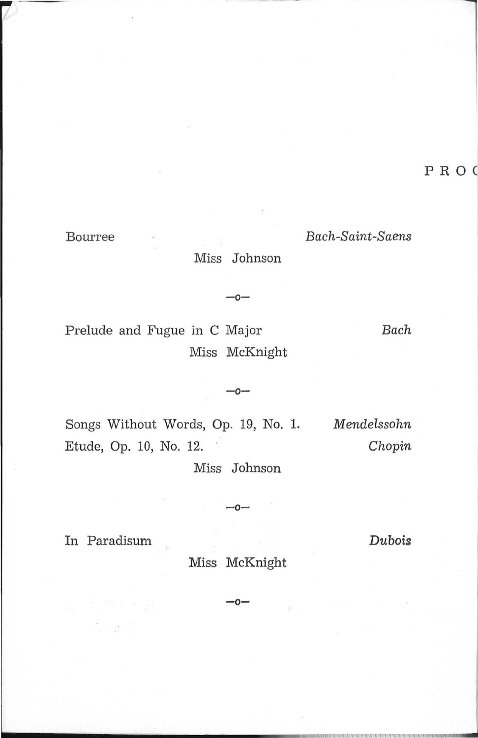PROG

Bourree *Bach-Saint-Saens*

Miss Johnson

—o—

Prelude and Fugue in C Major *Bach*

Miss McKnight

—o—

Songs Without Words, Op. 19, No. 1. *Mendelssohn*

Etude, Op. 10, No. 12. *Chopin*

Miss Johnson

—o—

In Paradisum *Dubois*

Miss McKnight

—o—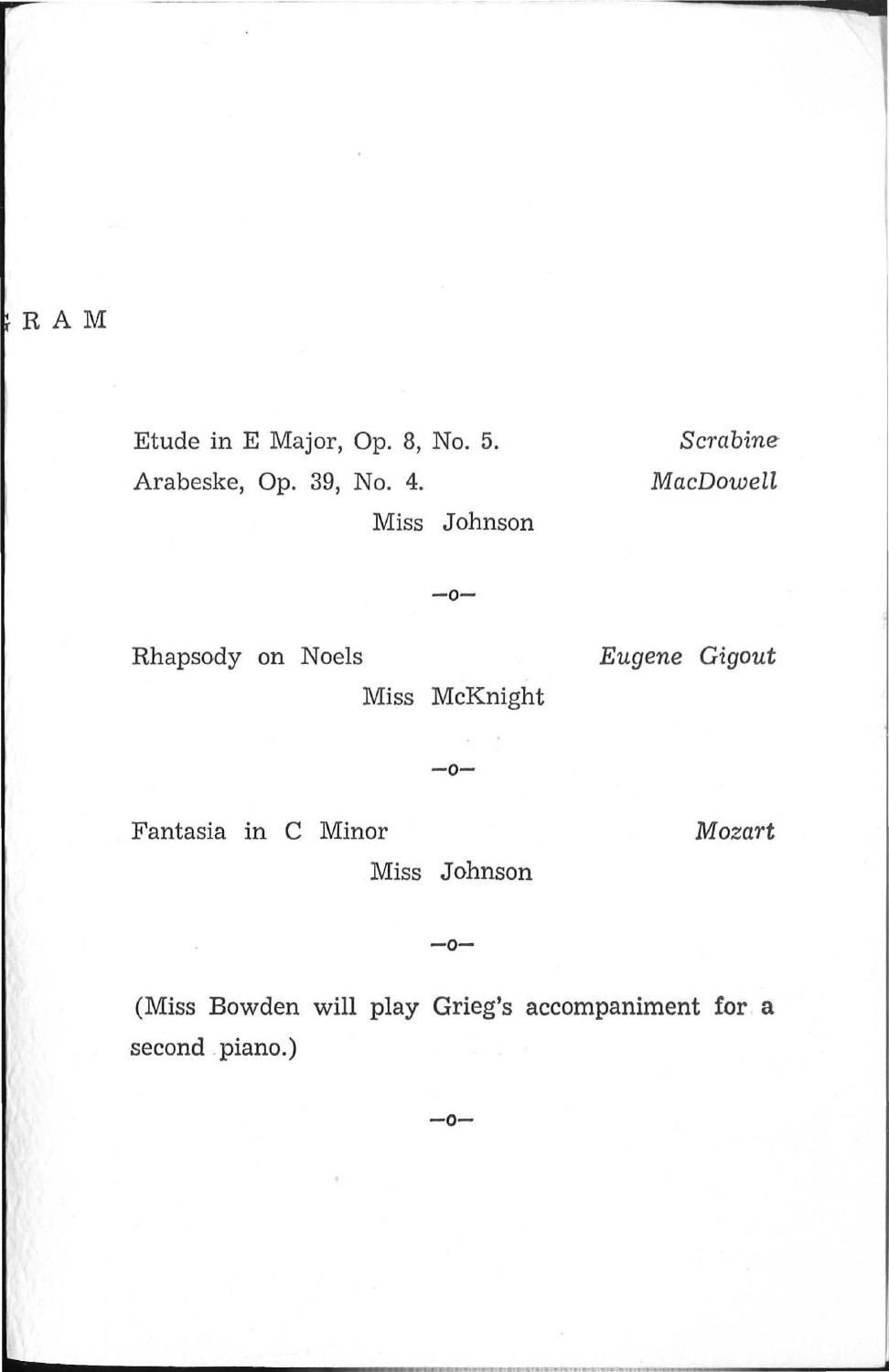RAM

Etude in E Major, Op. 8, No. 5. — *Scrabine*

Arabeske, Op. 39, No. 4. — *MacDowell*

Miss Johnson

—o—

Rhapsody on Noels — *Eugene Gigout*

Miss McKnight

—o—

Fantasia in C Minor — *Mozart*

Miss Johnson

—o—

(Miss Bowden will play Grieg's accompaniment for a second piano.)

—o—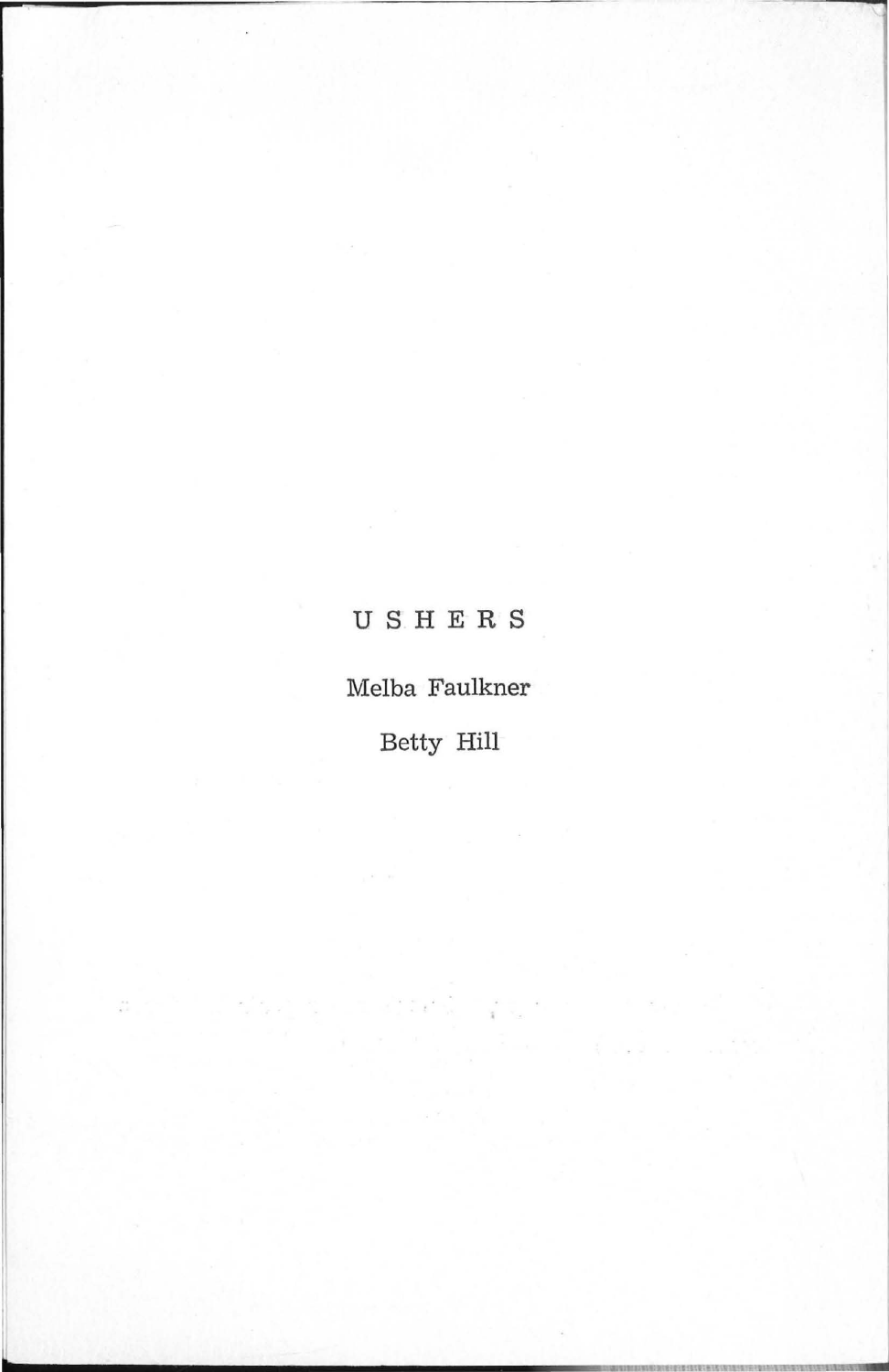## USHERS

Melba Faulkner

Betty Hill